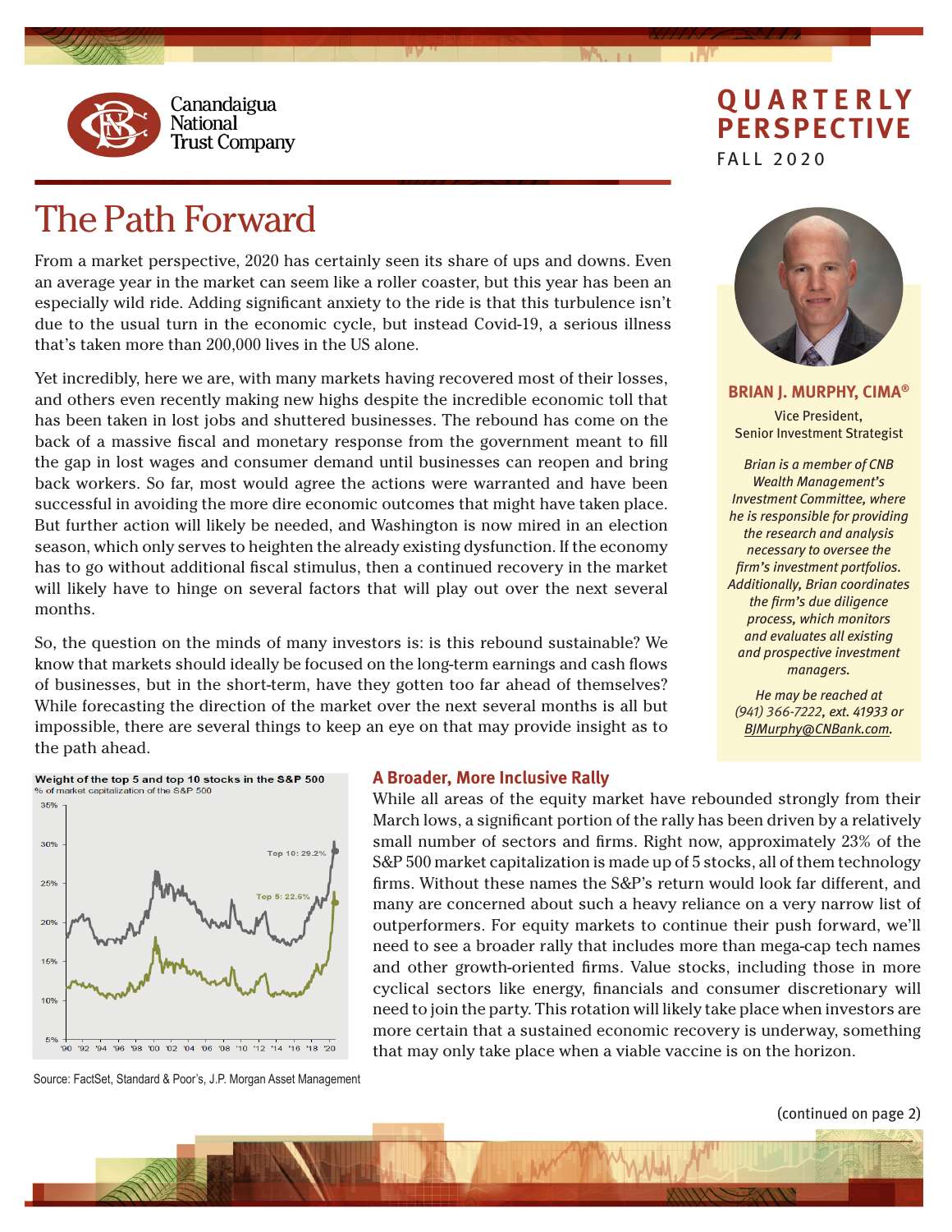Canandaigua National Trust Company

# QUARTERLY PERSPECTIVE

FALL 2020

# The Path Forward

From a market perspective, 2020 has certainly seen its share of ups and downs. Even an average year in the market can seem like a roller coaster, but this year has been an especially wild ride. Adding significant anxiety to the ride is that this turbulence isn't due to the usual turn in the economic cycle, but instead Covid-19, a serious illness that's taken more than 200,000 lives in the US alone.

Yet incredibly, here we are, with many markets having recovered most of their losses, and others even recently making new highs despite the incredible economic toll that has been taken in lost jobs and shuttered businesses. The rebound has come on the back of a massive fiscal and monetary response from the government meant to fill the gap in lost wages and consumer demand until businesses can reopen and bring back workers. So far, most would agree the actions were warranted and have been successful in avoiding the more dire economic outcomes that might have taken place. But further action will likely be needed, and Washington is now mired in an election season, which only serves to heighten the already existing dysfunction. If the economy has to go without additional fiscal stimulus, then a continued recovery in the market will likely have to hinge on several factors that will play out over the next several months.

So, the question on the minds of many investors is: is this rebound sustainable? We know that markets should ideally be focused on the long-term earnings and cash flows of businesses, but in the short-term, have they gotten too far ahead of themselves? While forecasting the direction of the market over the next several months is all but impossible, there are several things to keep an eye on that may provide insight as to the path ahead.

**BRIAN J. MURPHY, CIMA®**

Vice President,
Senior Investment Strategist

*Brian is a member of CNB Wealth Management's Investment Committee, where he is responsible for providing the research and analysis necessary to oversee the firm's investment portfolios. Additionally, Brian coordinates the firm's due diligence process, which monitors and evaluates all existing and prospective investment managers.*

*He may be reached at (941) 366-7222, ext. 41933 or BJMurphy@CNBank.com.*

**Weight of the top 5 and top 10 stocks in the S&P 500**
% of market capitalization of the S&P 500

Top 10: 29.2%
Top 5: 22.6%

Source: FactSet, Standard & Poor's, J.P. Morgan Asset Management

## A Broader, More Inclusive Rally

While all areas of the equity market have rebounded strongly from their March lows, a significant portion of the rally has been driven by a relatively small number of sectors and firms. Right now, approximately 23% of the S&P 500 market capitalization is made up of 5 stocks, all of them technology firms. Without these names the S&P's return would look far different, and many are concerned about such a heavy reliance on a very narrow list of outperformers. For equity markets to continue their push forward, we'll need to see a broader rally that includes more than mega-cap tech names and other growth-oriented firms. Value stocks, including those in more cyclical sectors like energy, financials and consumer discretionary will need to join the party. This rotation will likely take place when investors are more certain that a sustained economic recovery is underway, something that may only take place when a viable vaccine is on the horizon.

(continued on page 2)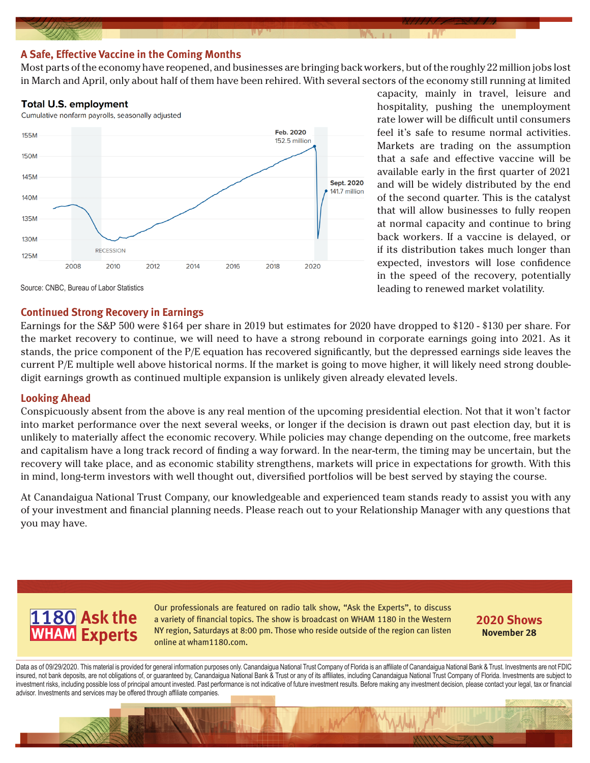## A Safe, Effective Vaccine in the Coming Months

Most parts of the economy have reopened, and businesses are bringing back workers, but of the roughly 22 million jobs lost in March and April, only about half of them have been rehired. With several sectors of the economy still running at limited capacity, mainly in travel, leisure and hospitality, pushing the unemployment rate lower will be difficult until consumers feel it's safe to resume normal activities. Markets are trading on the assumption that a safe and effective vaccine will be available early in the first quarter of 2021 and will be widely distributed by the end of the second quarter. This is the catalyst that will allow businesses to fully reopen at normal capacity and continue to bring back workers. If a vaccine is delayed, or if its distribution takes much longer than expected, investors will lose confidence in the speed of the recovery, potentially leading to renewed market volatility.

**Total U.S. employment**

Cumulative nonfarm payrolls, seasonally adjusted

155M
150M
145M
140M
135M
130M
125M

2008
2010
2012
2014
2016
2018
2020

RECESSION

Feb. 2020
152.5 million

Sept. 2020
141.7 million

Source: CNBC, Bureau of Labor Statistics

## Continued Strong Recovery in Earnings

Earnings for the S&P 500 were $164 per share in 2019 but estimates for 2020 have dropped to $120 - $130 per share. For the market recovery to continue, we will need to have a strong rebound in corporate earnings going into 2021. As it stands, the price component of the P/E equation has recovered significantly, but the depressed earnings side leaves the current P/E multiple well above historical norms. If the market is going to move higher, it will likely need strong double-digit earnings growth as continued multiple expansion is unlikely given already elevated levels.

## Looking Ahead

Conspicuously absent from the above is any real mention of the upcoming presidential election. Not that it won't factor into market performance over the next several weeks, or longer if the decision is drawn out past election day, but it is unlikely to materially affect the economic recovery. While policies may change depending on the outcome, free markets and capitalism have a long track record of finding a way forward. In the near-term, the timing may be uncertain, but the recovery will take place, and as economic stability strengthens, markets will price in expectations for growth. With this in mind, long-term investors with well thought out, diversified portfolios will be best served by staying the course.

At Canandaigua National Trust Company, our knowledgeable and experienced team stands ready to assist you with any of your investment and financial planning needs. Please reach out to your Relationship Manager with any questions that you may have.

**1180 WHAM Ask the Experts**

Our professionals are featured on radio talk show, "Ask the Experts", to discuss a variety of financial topics. The show is broadcast on WHAM 1180 in the Western NY region, Saturdays at 8:00 pm. Those who reside outside of the region can listen online at wham1180.com.

**2020 Shows**
**November 28**

Data as of 09/29/2020. This material is provided for general information purposes only. Canandaigua National Trust Company of Florida is an affiliate of Canandaigua National Bank & Trust. Investments are not FDIC insured, not bank deposits, are not obligations of, or guaranteed by, Canandaigua National Bank & Trust or any of its affiliates, including Canandaigua National Trust Company of Florida. Investments are subject to investment risks, including possible loss of principal amount invested. Past performance is not indicative of future investment results. Before making any investment decision, please contact your legal, tax or financial advisor. Investments and services may be offered through affiliate companies.